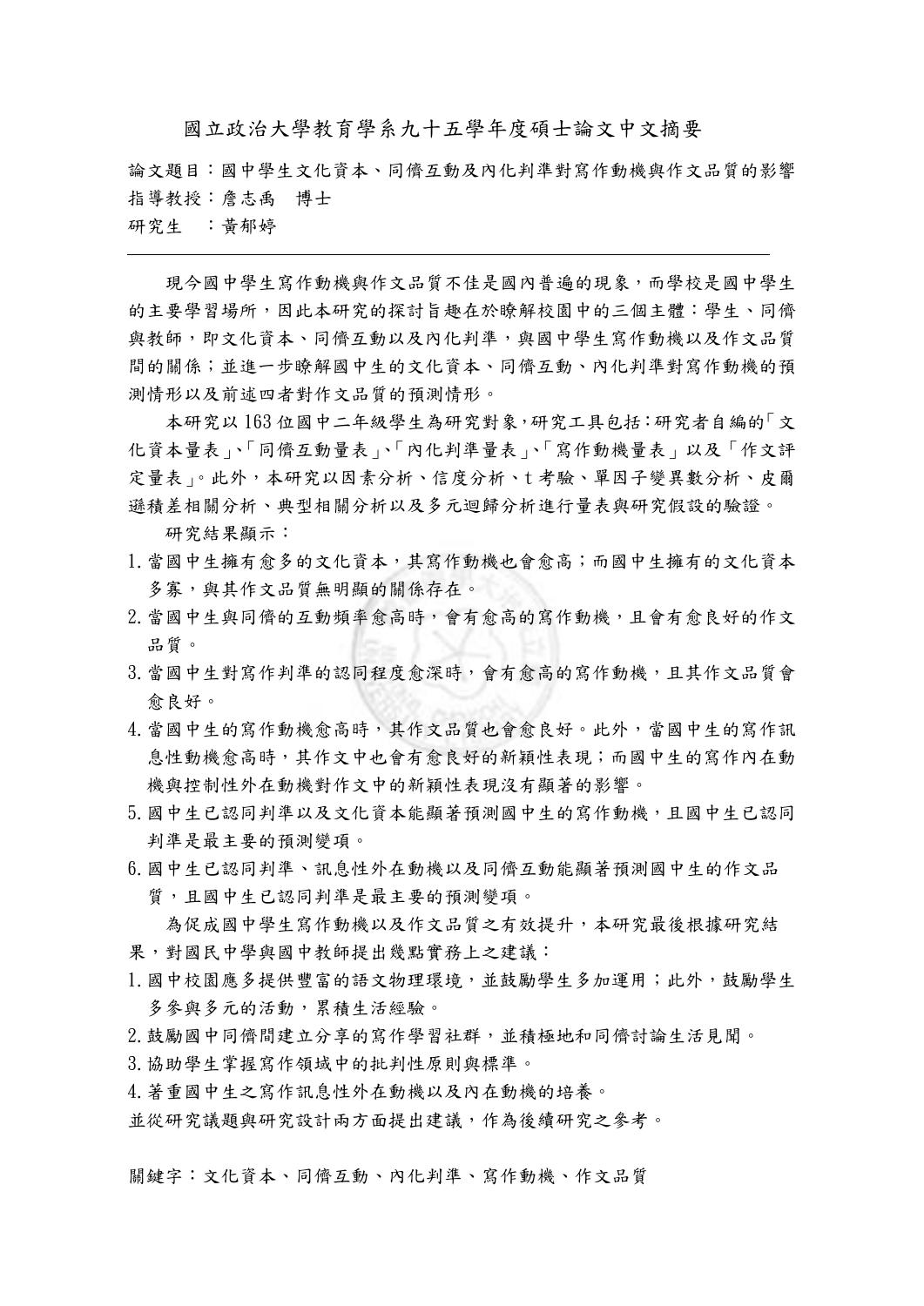# 國立政治大學教育學系九十五學年度碩士論文中文摘要

論文題目：國中學生文化資本、同儕互動及內化判準對寫作動機與作文品質的影響
指導教授：詹志禹　博士
研究生　：黃郁婷

---

現今國中學生寫作動機與作文品質不佳是國內普遍的現象，而學校是國中學生的主要學習場所，因此本研究的探討旨趣在於瞭解校園中的三個主體：學生、同儕與教師，即文化資本、同儕互動以及內化判準，與國中學生寫作動機以及作文品質間的關係；並進一步瞭解國中生的文化資本、同儕互動、內化判準對寫作動機的預測情形以及前述四者對作文品質的預測情形。

本研究以 163 位國中二年級學生為研究對象，研究工具包括：研究者自編的「文化資本量表」、「同儕互動量表」、「內化判準量表」、「寫作動機量表」以及「作文評定量表」。此外，本研究以因素分析、信度分析、t 考驗、單因子變異數分析、皮爾遜積差相關分析、典型相關分析以及多元迴歸分析進行量表與研究假設的驗證。

研究結果顯示：

1. 當國中生擁有愈多的文化資本，其寫作動機也會愈高；而國中生擁有的文化資本多寡，與其作文品質無明顯的關係存在。
2. 當國中生與同儕的互動頻率愈高時，會有愈高的寫作動機，且會有愈良好的作文品質。
3. 當國中生對寫作判準的認同程度愈深時，會有愈高的寫作動機，且其作文品質會愈良好。
4. 當國中生的寫作動機愈高時，其作文品質也會愈良好。此外，當國中生的寫作訊息性動機愈高時，其作文中也會有愈良好的新穎性表現；而國中生的寫作內在動機與控制性外在動機對作文中的新穎性表現沒有顯著的影響。
5. 國中生已認同判準以及文化資本能顯著預測國中生的寫作動機，且國中生已認同判準是最主要的預測變項。
6. 國中生已認同判準、訊息性外在動機以及同儕互動能顯著預測國中生的作文品質，且國中生已認同判準是最主要的預測變項。

為促成國中學生寫作動機以及作文品質之有效提升，本研究最後根據研究結果，對國民中學與國中教師提出幾點實務上之建議：

1. 國中校園應多提供豐富的語文物理環境，並鼓勵學生多加運用；此外，鼓勵學生多參與多元的活動，累積生活經驗。
2. 鼓勵國中同儕間建立分享的寫作學習社群，並積極地和同儕討論生活見聞。
3. 協助學生掌握寫作領域中的批判性原則與標準。
4. 著重國中生之寫作訊息性外在動機以及內在動機的培養。

並從研究議題與研究設計兩方面提出建議，作為後續研究之參考。

關鍵字：文化資本、同儕互動、內化判準、寫作動機、作文品質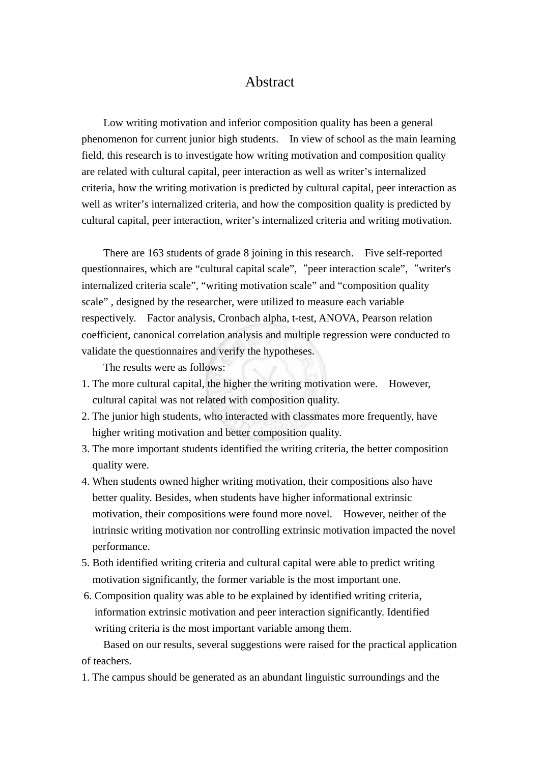# Abstract

Low writing motivation and inferior composition quality has been a general phenomenon for current junior high students. In view of school as the main learning field, this research is to investigate how writing motivation and composition quality are related with cultural capital, peer interaction as well as writer’s internalized criteria, how the writing motivation is predicted by cultural capital, peer interaction as well as writer’s internalized criteria, and how the composition quality is predicted by cultural capital, peer interaction, writer’s internalized criteria and writing motivation.

There are 163 students of grade 8 joining in this research. Five self-reported questionnaires, which are “cultural capital scale”, “peer interaction scale”, “writer's internalized criteria scale”, “writing motivation scale” and “composition quality scale” , designed by the researcher, were utilized to measure each variable respectively. Factor analysis, Cronbach alpha, t-test, ANOVA, Pearson relation coefficient, canonical correlation analysis and multiple regression were conducted to validate the questionnaires and verify the hypotheses.

The results were as follows:

1. The more cultural capital, the higher the writing motivation were. However, cultural capital was not related with composition quality.
2. The junior high students, who interacted with classmates more frequently, have higher writing motivation and better composition quality.
3. The more important students identified the writing criteria, the better composition quality were.
4. When students owned higher writing motivation, their compositions also have better quality. Besides, when students have higher informational extrinsic motivation, their compositions were found more novel. However, neither of the intrinsic writing motivation nor controlling extrinsic motivation impacted the novel performance.
5. Both identified writing criteria and cultural capital were able to predict writing motivation significantly, the former variable is the most important one.
6. Composition quality was able to be explained by identified writing criteria, information extrinsic motivation and peer interaction significantly. Identified writing criteria is the most important variable among them.

Based on our results, several suggestions were raised for the practical application of teachers.

1. The campus should be generated as an abundant linguistic surroundings and the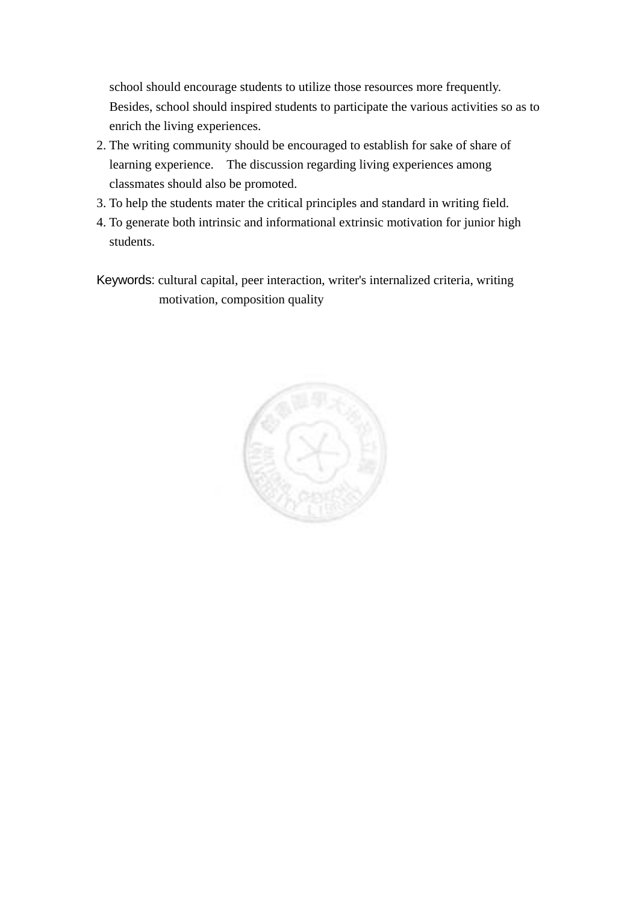school should encourage students to utilize those resources more frequently. Besides, school should inspired students to participate the various activities so as to enrich the living experiences.

2. The writing community should be encouraged to establish for sake of share of learning experience. The discussion regarding living experiences among classmates should also be promoted.
3. To help the students mater the critical principles and standard in writing field.
4. To generate both intrinsic and informational extrinsic motivation for junior high students.

Keywords: cultural capital, peer interaction, writer's internalized criteria, writing motivation, composition quality